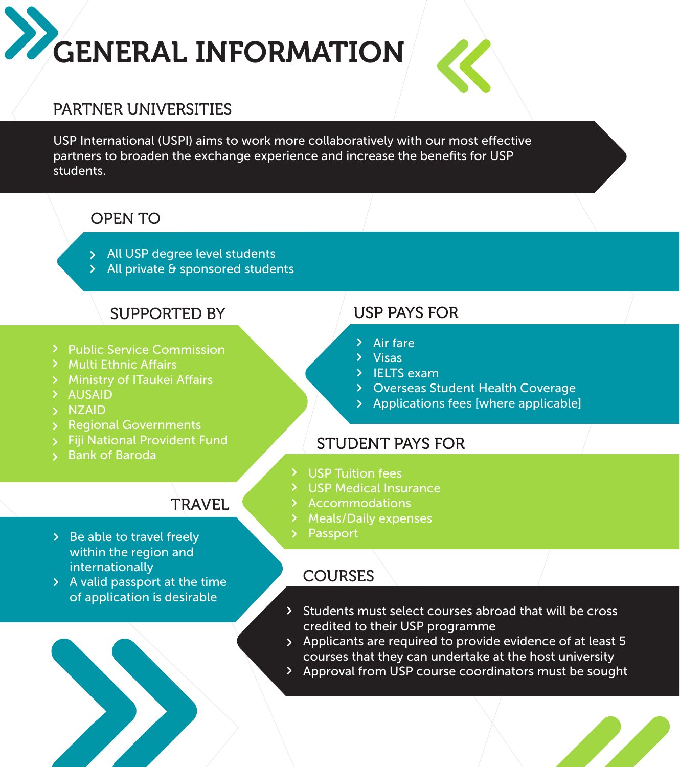# GENERAL INFORMATION

## PARTNER UNIVERSITIES

USP International (USPI) aims to work more collaboratively with our most effective partners to broaden the exchange experience and increase the benefits for USP students.

## OPEN TO

- All USP degree level students
- All private & sponsored students

## SUPPORTED BY

- Public Service Commission
- Multi Ethnic Affairs
- Ministry of ITaukei Affairs
- AUSAID
- NZAID
- Regional Governments
- Fiji National Provident Fund
- Bank of Baroda

## USP PAYS FOR

- Air fare
- Visas
- IELTS exam
- Overseas Student Health Coverage
- Applications fees [where applicable]

## STUDENT PAYS FOR

- USP Tuition fees
- USP Medical Insurance
- Accommodations
- Meals/Daily expenses
- Passport

## TRAVEL

- Be able to travel freely within the region and internationally
- A valid passport at the time of application is desirable

## COURSES

- Students must select courses abroad that will be cross credited to their USP programme
- Applicants are required to provide evidence of at least 5 courses that they can undertake at the host university
- Approval from USP course coordinators must be sought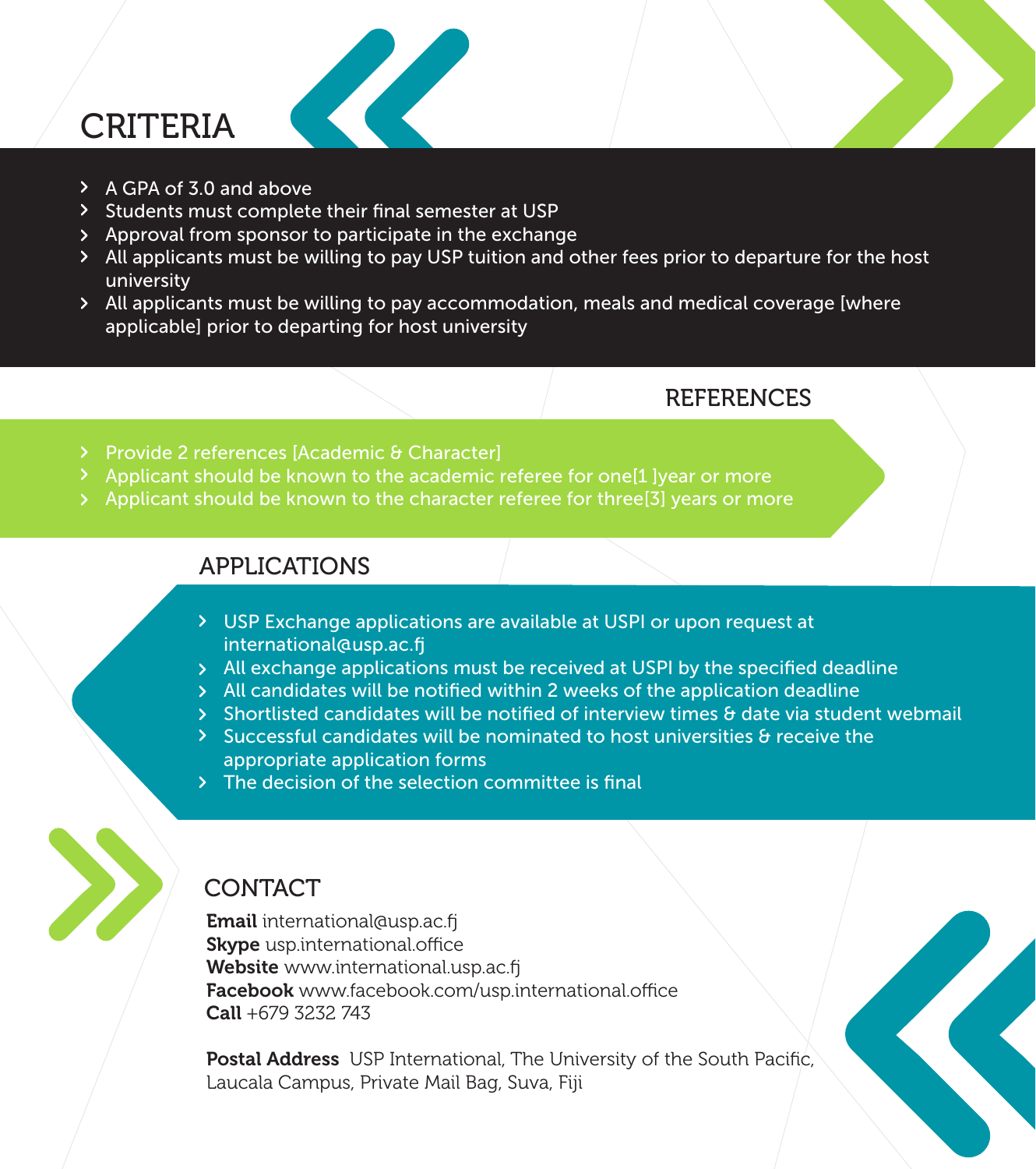## CRITERIA

- A GPA of 3.0 and above
- Students must complete their final semester at USP
- Approval from sponsor to participate in the exchange
- All applicants must be willing to pay USP tuition and other fees prior to departure for the host university
- All applicants must be willing to pay accommodation, meals and medical coverage [where applicable] prior to departing for host university

## REFERENCES

- Provide 2 references [Academic & Character]
- Applicant should be known to the academic referee for one[1 ]year or more
- Applicant should be known to the character referee for three[3] years or more

## APPLICATIONS

- USP Exchange applications are available at USPI or upon request at international@usp.ac.fj
- All exchange applications must be received at USPI by the specified deadline
- All candidates will be notified within 2 weeks of the application deadline
- Shortlisted candidates will be notified of interview times & date via student webmail
- Successful candidates will be nominated to host universities & receive the appropriate application forms
- The decision of the selection committee is final

## CONTACT

**Email** international@usp.ac.fj
**Skype** usp.international.office
**Website** www.international.usp.ac.fj
**Facebook** www.facebook.com/usp.international.office
**Call** +679 3232 743

**Postal Address** USP International, The University of the South Pacific, Laucala Campus, Private Mail Bag, Suva, Fiji